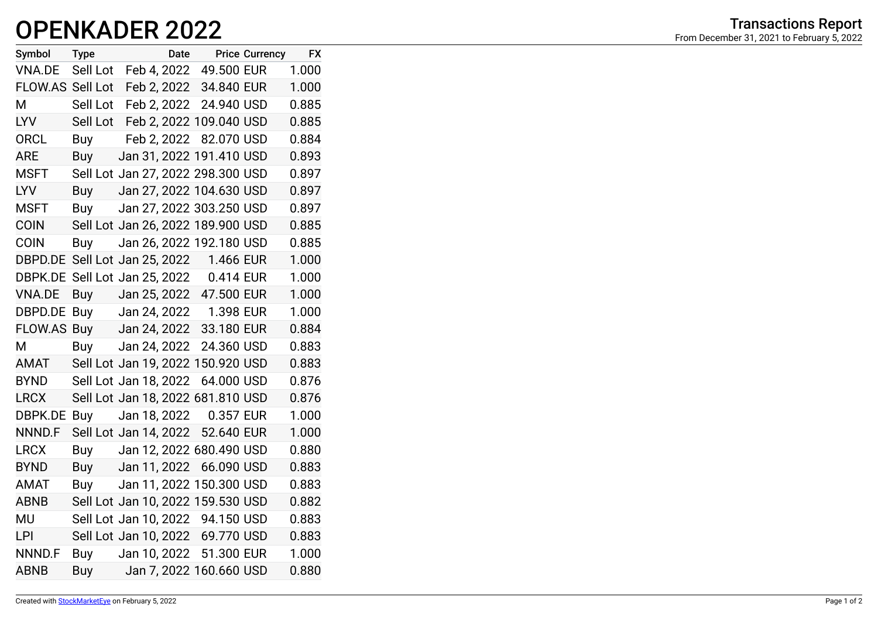# OPENKADER 2022

## Transactions Report

From December 31, 2021 to February 5, 2022

| Symbol | Type | Date | Price | Currency | FX |
|---|---|---|---|---|---|
| VNA.DE | Sell Lot | Feb 4, 2022 | 49.500 | EUR | 1.000 |
| FLOW.AS | Sell Lot | Feb 2, 2022 | 34.840 | EUR | 1.000 |
| M | Sell Lot | Feb 2, 2022 | 24.940 | USD | 0.885 |
| LYV | Sell Lot | Feb 2, 2022 | 109.040 | USD | 0.885 |
| ORCL | Buy | Feb 2, 2022 | 82.070 | USD | 0.884 |
| ARE | Buy | Jan 31, 2022 | 191.410 | USD | 0.893 |
| MSFT | Sell Lot | Jan 27, 2022 | 298.300 | USD | 0.897 |
| LYV | Buy | Jan 27, 2022 | 104.630 | USD | 0.897 |
| MSFT | Buy | Jan 27, 2022 | 303.250 | USD | 0.897 |
| COIN | Sell Lot | Jan 26, 2022 | 189.900 | USD | 0.885 |
| COIN | Buy | Jan 26, 2022 | 192.180 | USD | 0.885 |
| DBPD.DE | Sell Lot | Jan 25, 2022 | 1.466 | EUR | 1.000 |
| DBPK.DE | Sell Lot | Jan 25, 2022 | 0.414 | EUR | 1.000 |
| VNA.DE | Buy | Jan 25, 2022 | 47.500 | EUR | 1.000 |
| DBPD.DE | Buy | Jan 24, 2022 | 1.398 | EUR | 1.000 |
| FLOW.AS | Buy | Jan 24, 2022 | 33.180 | EUR | 0.884 |
| M | Buy | Jan 24, 2022 | 24.360 | USD | 0.883 |
| AMAT | Sell Lot | Jan 19, 2022 | 150.920 | USD | 0.883 |
| BYND | Sell Lot | Jan 18, 2022 | 64.000 | USD | 0.876 |
| LRCX | Sell Lot | Jan 18, 2022 | 681.810 | USD | 0.876 |
| DBPK.DE | Buy | Jan 18, 2022 | 0.357 | EUR | 1.000 |
| NNND.F | Sell Lot | Jan 14, 2022 | 52.640 | EUR | 1.000 |
| LRCX | Buy | Jan 12, 2022 | 680.490 | USD | 0.880 |
| BYND | Buy | Jan 11, 2022 | 66.090 | USD | 0.883 |
| AMAT | Buy | Jan 11, 2022 | 150.300 | USD | 0.883 |
| ABNB | Sell Lot | Jan 10, 2022 | 159.530 | USD | 0.882 |
| MU | Sell Lot | Jan 10, 2022 | 94.150 | USD | 0.883 |
| LPI | Sell Lot | Jan 10, 2022 | 69.770 | USD | 0.883 |
| NNND.F | Buy | Jan 10, 2022 | 51.300 | EUR | 1.000 |
| ABNB | Buy | Jan 7, 2022 | 160.660 | USD | 0.880 |

Created with StockMarketEye on February 5, 2022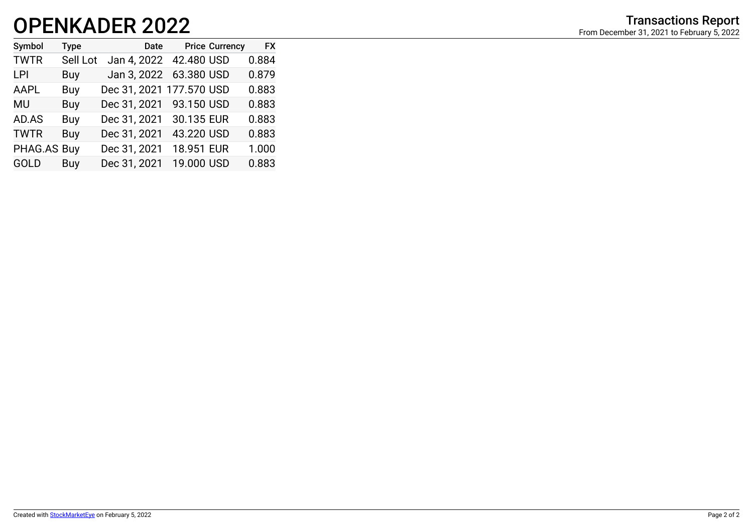# OPENKADER 2022

## Transactions Report

From December 31, 2021 to February 5, 2022

| Symbol | Type | Date | Price | Currency | FX |
|---|---|---|---|---|---|
| TWTR | Sell Lot | Jan 4, 2022 | 42.480 | USD | 0.884 |
| LPI | Buy | Jan 3, 2022 | 63.380 | USD | 0.879 |
| AAPL | Buy | Dec 31, 2021 | 177.570 | USD | 0.883 |
| MU | Buy | Dec 31, 2021 | 93.150 | USD | 0.883 |
| AD.AS | Buy | Dec 31, 2021 | 30.135 | EUR | 0.883 |
| TWTR | Buy | Dec 31, 2021 | 43.220 | USD | 0.883 |
| PHAG.AS | Buy | Dec 31, 2021 | 18.951 | EUR | 1.000 |
| GOLD | Buy | Dec 31, 2021 | 19.000 | USD | 0.883 |

Created with StockMarketEye on February 5, 2022